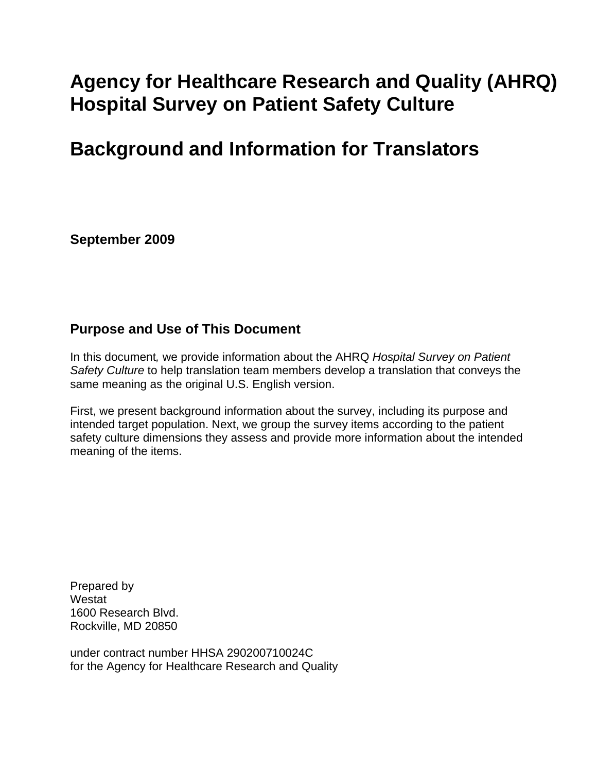# Agency for Healthcare Research and Quality (AHRQ) Hospital Survey on Patient Safety Culture

# Background and Information for Translators

**September 2009**

## Purpose and Use of This Document

In this document, we provide information about the AHRQ *Hospital Survey on Patient Safety Culture* to help translation team members develop a translation that conveys the same meaning as the original U.S. English version.

First, we present background information about the survey, including its purpose and intended target population. Next, we group the survey items according to the patient safety culture dimensions they assess and provide more information about the intended meaning of the items.

Prepared by
Westat
1600 Research Blvd.
Rockville, MD 20850

under contract number HHSA 290200710024C
for the Agency for Healthcare Research and Quality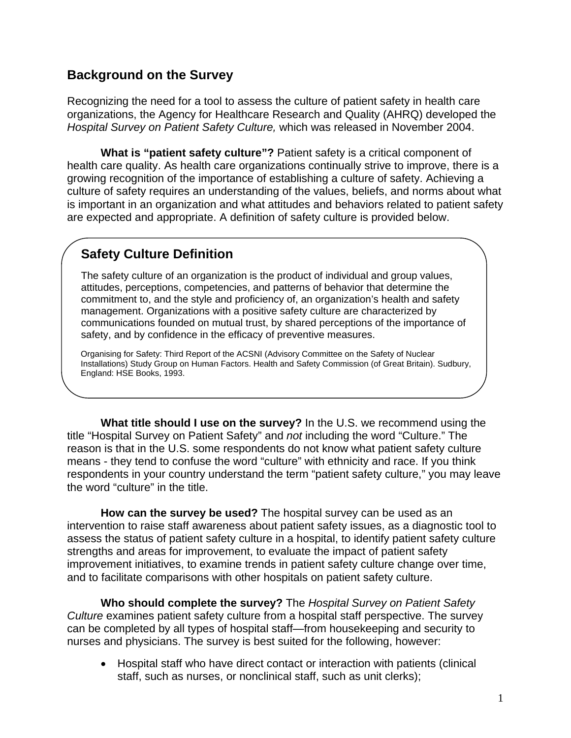## Background on the Survey

Recognizing the need for a tool to assess the culture of patient safety in health care organizations, the Agency for Healthcare Research and Quality (AHRQ) developed the *Hospital Survey on Patient Safety Culture,* which was released in November 2004.

**What is "patient safety culture"?** Patient safety is a critical component of health care quality. As health care organizations continually strive to improve, there is a growing recognition of the importance of establishing a culture of safety. Achieving a culture of safety requires an understanding of the values, beliefs, and norms about what is important in an organization and what attitudes and behaviors related to patient safety are expected and appropriate. A definition of safety culture is provided below.

> ### Safety Culture Definition
>
> The safety culture of an organization is the product of individual and group values, attitudes, perceptions, competencies, and patterns of behavior that determine the commitment to, and the style and proficiency of, an organization's health and safety management. Organizations with a positive safety culture are characterized by communications founded on mutual trust, by shared perceptions of the importance of safety, and by confidence in the efficacy of preventive measures.
>
> Organising for Safety: Third Report of the ACSNI (Advisory Committee on the Safety of Nuclear Installations) Study Group on Human Factors. Health and Safety Commission (of Great Britain). Sudbury, England: HSE Books, 1993.

**What title should I use on the survey?** In the U.S. we recommend using the title "Hospital Survey on Patient Safety" and *not* including the word "Culture." The reason is that in the U.S. some respondents do not know what patient safety culture means - they tend to confuse the word "culture" with ethnicity and race. If you think respondents in your country understand the term "patient safety culture," you may leave the word "culture" in the title.

**How can the survey be used?** The hospital survey can be used as an intervention to raise staff awareness about patient safety issues, as a diagnostic tool to assess the status of patient safety culture in a hospital, to identify patient safety culture strengths and areas for improvement, to evaluate the impact of patient safety improvement initiatives, to examine trends in patient safety culture change over time, and to facilitate comparisons with other hospitals on patient safety culture.

**Who should complete the survey?** The *Hospital Survey on Patient Safety Culture* examines patient safety culture from a hospital staff perspective. The survey can be completed by all types of hospital staff—from housekeeping and security to nurses and physicians. The survey is best suited for the following, however:

- Hospital staff who have direct contact or interaction with patients (clinical staff, such as nurses, or nonclinical staff, such as unit clerks);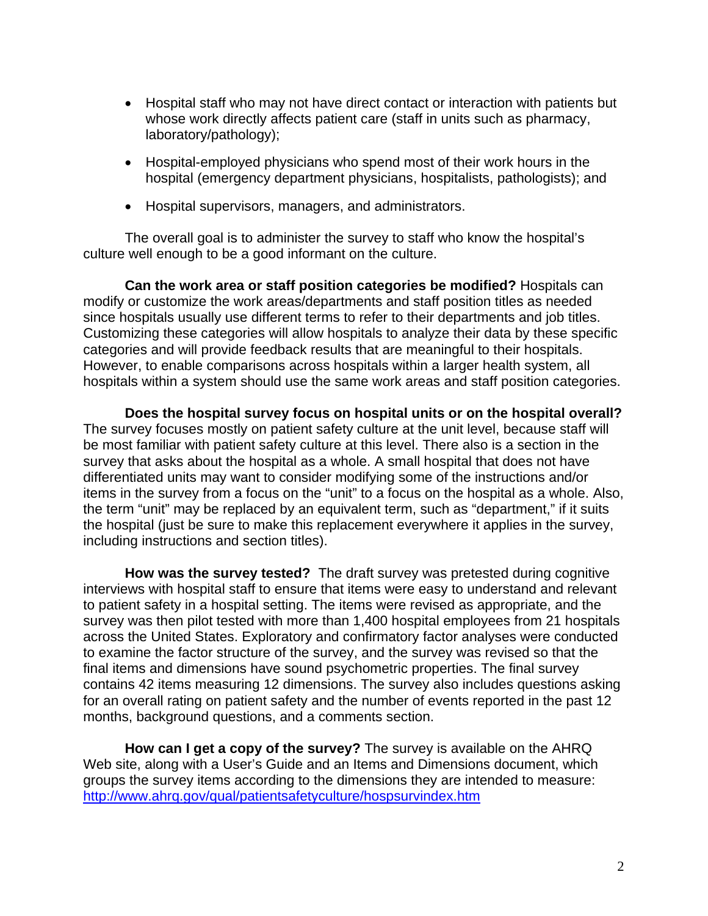- Hospital staff who may not have direct contact or interaction with patients but whose work directly affects patient care (staff in units such as pharmacy, laboratory/pathology);
- Hospital-employed physicians who spend most of their work hours in the hospital (emergency department physicians, hospitalists, pathologists); and
- Hospital supervisors, managers, and administrators.

The overall goal is to administer the survey to staff who know the hospital's culture well enough to be a good informant on the culture.

**Can the work area or staff position categories be modified?** Hospitals can modify or customize the work areas/departments and staff position titles as needed since hospitals usually use different terms to refer to their departments and job titles. Customizing these categories will allow hospitals to analyze their data by these specific categories and will provide feedback results that are meaningful to their hospitals. However, to enable comparisons across hospitals within a larger health system, all hospitals within a system should use the same work areas and staff position categories.

**Does the hospital survey focus on hospital units or on the hospital overall?** The survey focuses mostly on patient safety culture at the unit level, because staff will be most familiar with patient safety culture at this level. There also is a section in the survey that asks about the hospital as a whole. A small hospital that does not have differentiated units may want to consider modifying some of the instructions and/or items in the survey from a focus on the "unit" to a focus on the hospital as a whole. Also, the term "unit" may be replaced by an equivalent term, such as "department," if it suits the hospital (just be sure to make this replacement everywhere it applies in the survey, including instructions and section titles).

**How was the survey tested?** The draft survey was pretested during cognitive interviews with hospital staff to ensure that items were easy to understand and relevant to patient safety in a hospital setting. The items were revised as appropriate, and the survey was then pilot tested with more than 1,400 hospital employees from 21 hospitals across the United States. Exploratory and confirmatory factor analyses were conducted to examine the factor structure of the survey, and the survey was revised so that the final items and dimensions have sound psychometric properties. The final survey contains 42 items measuring 12 dimensions. The survey also includes questions asking for an overall rating on patient safety and the number of events reported in the past 12 months, background questions, and a comments section.

**How can I get a copy of the survey?** The survey is available on the AHRQ Web site, along with a User's Guide and an Items and Dimensions document, which groups the survey items according to the dimensions they are intended to measure: http://www.ahrq.gov/qual/patientsafetyculture/hospsurvindex.htm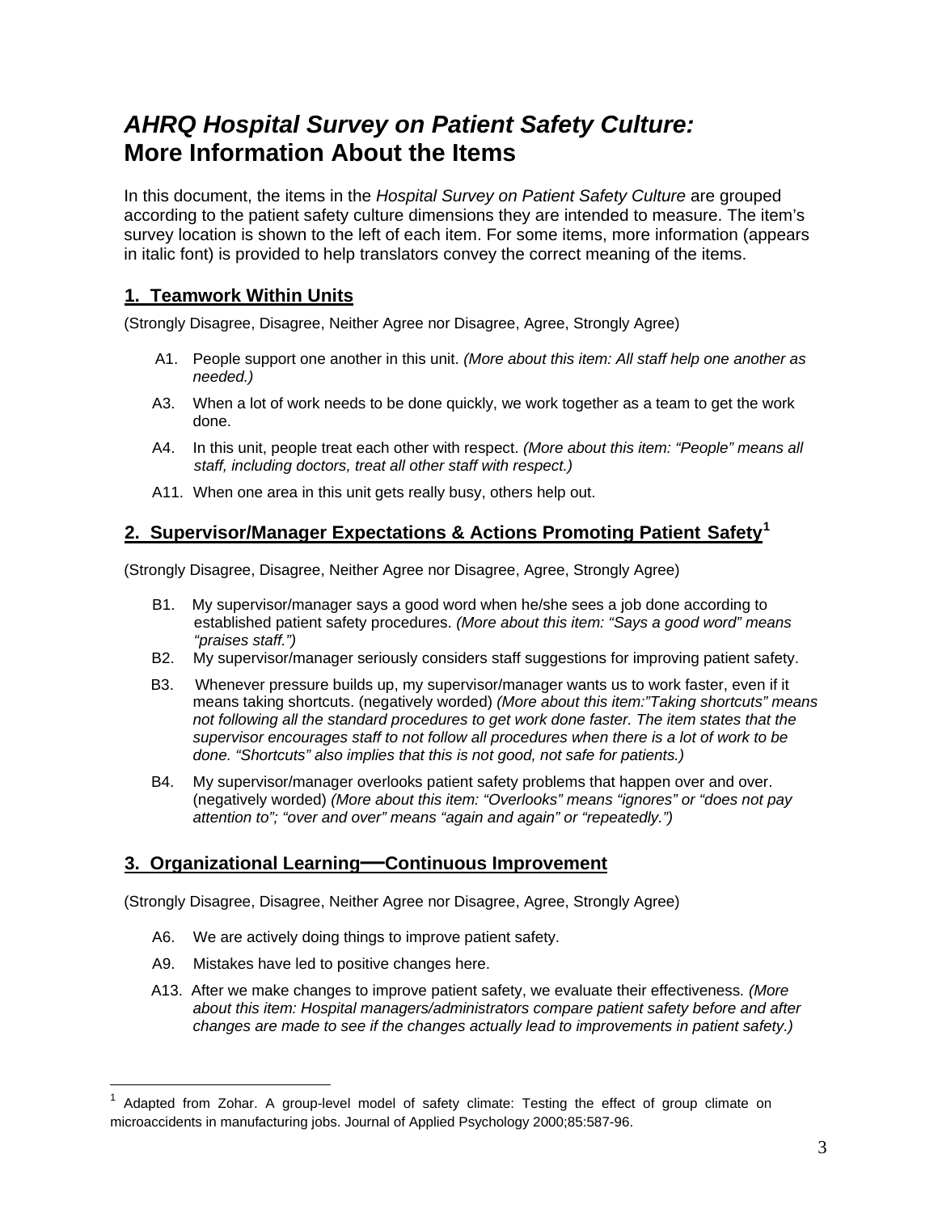# *AHRQ Hospital Survey on Patient Safety Culture:* More Information About the Items

In this document, the items in the *Hospital Survey on Patient Safety Culture* are grouped according to the patient safety culture dimensions they are intended to measure. The item's survey location is shown to the left of each item. For some items, more information (appears in italic font) is provided to help translators convey the correct meaning of the items.

## 1. Teamwork Within Units

(Strongly Disagree, Disagree, Neither Agree nor Disagree, Agree, Strongly Agree)

- A1. People support one another in this unit. *(More about this item: All staff help one another as needed.)*
- A3. When a lot of work needs to be done quickly, we work together as a team to get the work done.
- A4. In this unit, people treat each other with respect. *(More about this item: "People" means all staff, including doctors, treat all other staff with respect.)*
- A11. When one area in this unit gets really busy, others help out.

## 2. Supervisor/Manager Expectations & Actions Promoting Patient Safety[1]

(Strongly Disagree, Disagree, Neither Agree nor Disagree, Agree, Strongly Agree)

- B1. My supervisor/manager says a good word when he/she sees a job done according to established patient safety procedures. *(More about this item: "Says a good word" means "praises staff.")*
- B2. My supervisor/manager seriously considers staff suggestions for improving patient safety.
- B3. Whenever pressure builds up, my supervisor/manager wants us to work faster, even if it means taking shortcuts. (negatively worded) *(More about this item:"Taking shortcuts" means not following all the standard procedures to get work done faster. The item states that the supervisor encourages staff to not follow all procedures when there is a lot of work to be done. "Shortcuts" also implies that this is not good, not safe for patients.)*
- B4. My supervisor/manager overlooks patient safety problems that happen over and over. (negatively worded) *(More about this item: "Overlooks" means "ignores" or "does not pay attention to"; "over and over" means "again and again" or "repeatedly.")*

## 3. Organizational Learning—Continuous Improvement

(Strongly Disagree, Disagree, Neither Agree nor Disagree, Agree, Strongly Agree)

- A6. We are actively doing things to improve patient safety.
- A9. Mistakes have led to positive changes here.
- A13. After we make changes to improve patient safety, we evaluate their effectiveness*. (More about this item: Hospital managers/administrators compare patient safety before and after changes are made to see if the changes actually lead to improvements in patient safety.)*

---

[1] Adapted from Zohar. A group-level model of safety climate: Testing the effect of group climate on microaccidents in manufacturing jobs. Journal of Applied Psychology 2000;85:587-96.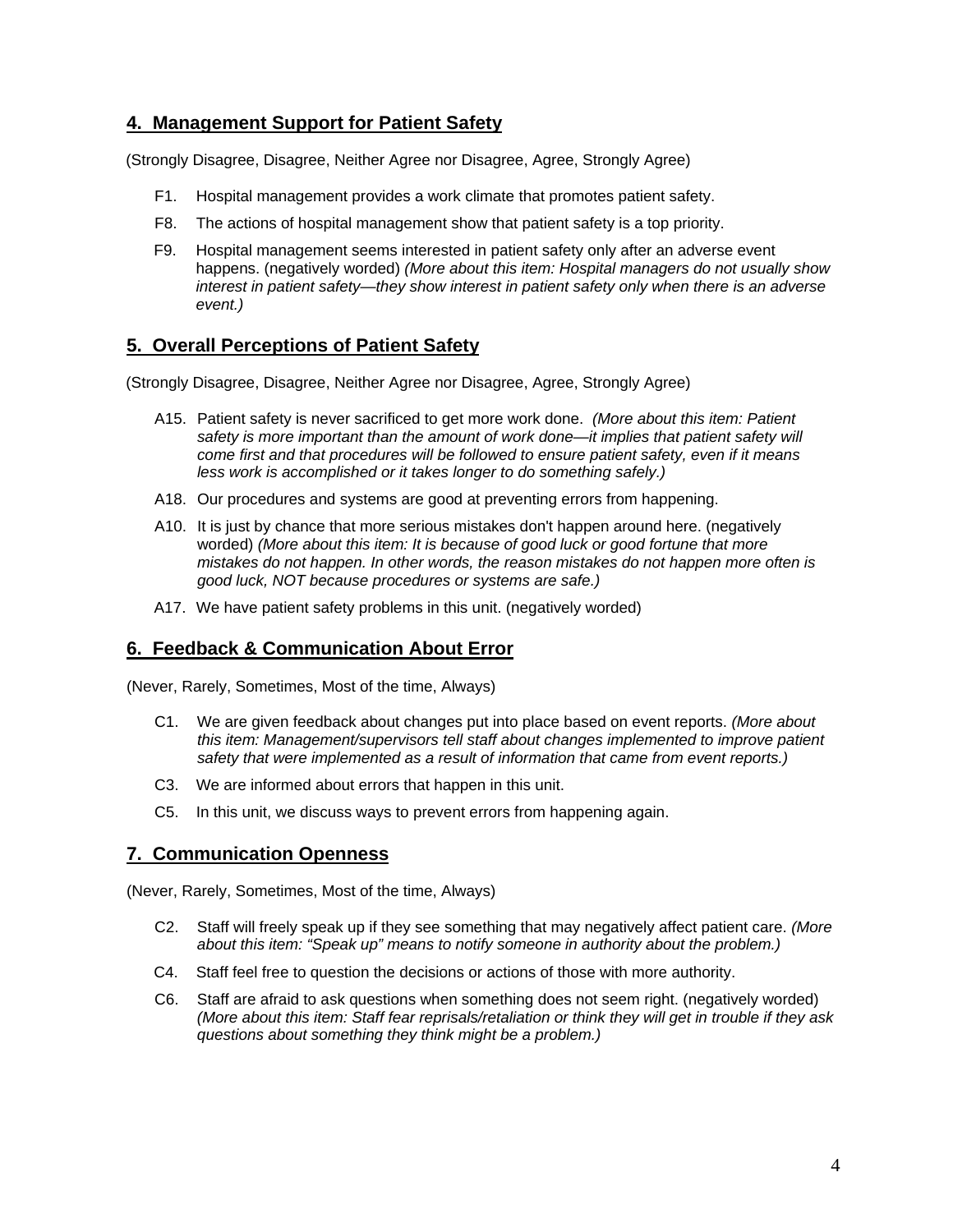## 4. Management Support for Patient Safety

(Strongly Disagree, Disagree, Neither Agree nor Disagree, Agree, Strongly Agree)

- F1. Hospital management provides a work climate that promotes patient safety.
- F8. The actions of hospital management show that patient safety is a top priority.
- F9. Hospital management seems interested in patient safety only after an adverse event happens. (negatively worded) *(More about this item: Hospital managers do not usually show interest in patient safety—they show interest in patient safety only when there is an adverse event.)*

## 5. Overall Perceptions of Patient Safety

(Strongly Disagree, Disagree, Neither Agree nor Disagree, Agree, Strongly Agree)

- A15. Patient safety is never sacrificed to get more work done. *(More about this item: Patient safety is more important than the amount of work done—it implies that patient safety will come first and that procedures will be followed to ensure patient safety, even if it means less work is accomplished or it takes longer to do something safely.)*
- A18. Our procedures and systems are good at preventing errors from happening.
- A10. It is just by chance that more serious mistakes don't happen around here. (negatively worded) *(More about this item: It is because of good luck or good fortune that more mistakes do not happen. In other words, the reason mistakes do not happen more often is good luck, NOT because procedures or systems are safe.)*
- A17. We have patient safety problems in this unit. (negatively worded)

## 6. Feedback & Communication About Error

(Never, Rarely, Sometimes, Most of the time, Always)

- C1. We are given feedback about changes put into place based on event reports. *(More about this item: Management/supervisors tell staff about changes implemented to improve patient safety that were implemented as a result of information that came from event reports.)*
- C3. We are informed about errors that happen in this unit.
- C5. In this unit, we discuss ways to prevent errors from happening again.

## 7. Communication Openness

(Never, Rarely, Sometimes, Most of the time, Always)

- C2. Staff will freely speak up if they see something that may negatively affect patient care. *(More about this item: "Speak up" means to notify someone in authority about the problem.)*
- C4. Staff feel free to question the decisions or actions of those with more authority.
- C6. Staff are afraid to ask questions when something does not seem right. (negatively worded) *(More about this item: Staff fear reprisals/retaliation or think they will get in trouble if they ask questions about something they think might be a problem.)*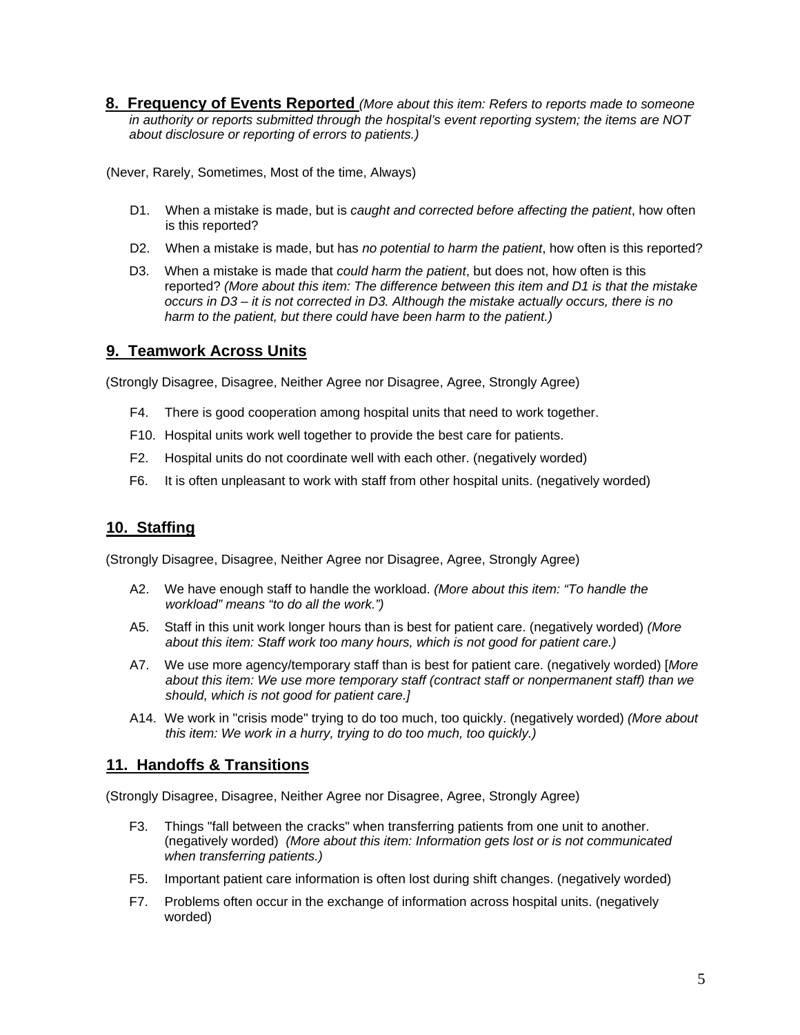## 8. Frequency of Events Reported *(More about this item: Refers to reports made to someone in authority or reports submitted through the hospital's event reporting system; the items are NOT about disclosure or reporting of errors to patients.)*

(Never, Rarely, Sometimes, Most of the time, Always)

- D1. When a mistake is made, but is *caught and corrected before affecting the patient*, how often is this reported?
- D2. When a mistake is made, but has *no potential to harm the patient*, how often is this reported?
- D3. When a mistake is made that *could harm the patient*, but does not, how often is this reported? *(More about this item: The difference between this item and D1 is that the mistake occurs in D3 – it is not corrected in D3. Although the mistake actually occurs, there is no harm to the patient, but there could have been harm to the patient.)*

## 9. Teamwork Across Units

(Strongly Disagree, Disagree, Neither Agree nor Disagree, Agree, Strongly Agree)

- F4. There is good cooperation among hospital units that need to work together.
- F10. Hospital units work well together to provide the best care for patients.
- F2. Hospital units do not coordinate well with each other. (negatively worded)
- F6. It is often unpleasant to work with staff from other hospital units. (negatively worded)

## 10. Staffing

(Strongly Disagree, Disagree, Neither Agree nor Disagree, Agree, Strongly Agree)

- A2. We have enough staff to handle the workload. *(More about this item: "To handle the workload" means "to do all the work.")*
- A5. Staff in this unit work longer hours than is best for patient care. (negatively worded) *(More about this item: Staff work too many hours, which is not good for patient care.)*
- A7. We use more agency/temporary staff than is best for patient care. (negatively worded) [*More about this item: We use more temporary staff (contract staff or nonpermanent staff) than we should, which is not good for patient care.]*
- A14. We work in "crisis mode" trying to do too much, too quickly. (negatively worded) *(More about this item: We work in a hurry, trying to do too much, too quickly.)*

## 11. Handoffs & Transitions

(Strongly Disagree, Disagree, Neither Agree nor Disagree, Agree, Strongly Agree)

- F3. Things "fall between the cracks" when transferring patients from one unit to another. (negatively worded) *(More about this item: Information gets lost or is not communicated when transferring patients.)*
- F5. Important patient care information is often lost during shift changes. (negatively worded)
- F7. Problems often occur in the exchange of information across hospital units. (negatively worded)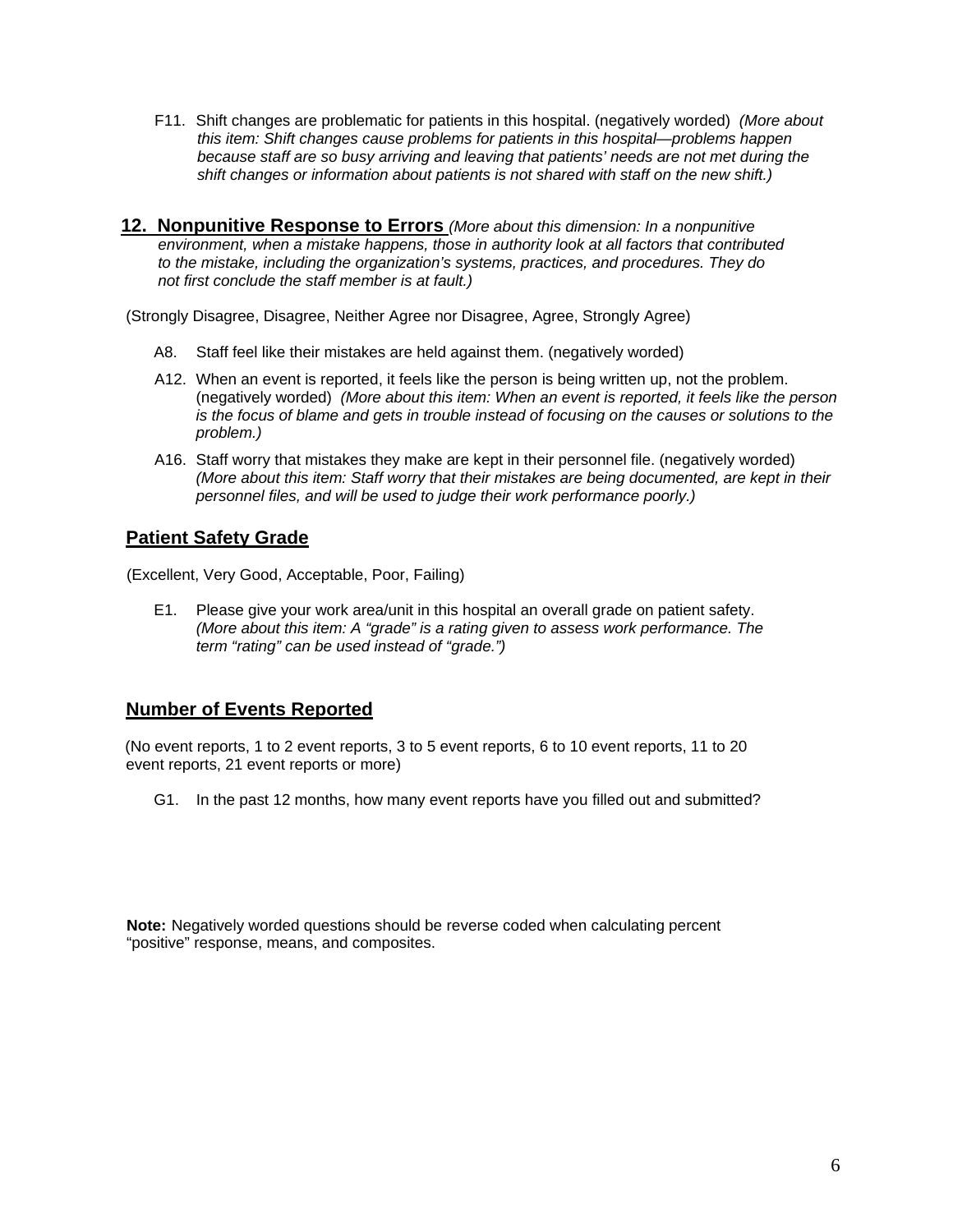F11. Shift changes are problematic for patients in this hospital. (negatively worded) *(More about this item: Shift changes cause problems for patients in this hospital—problems happen because staff are so busy arriving and leaving that patients' needs are not met during the shift changes or information about patients is not shared with staff on the new shift.)*

## 12. Nonpunitive Response to Errors

*(More about this dimension: In a nonpunitive environment, when a mistake happens, those in authority look at all factors that contributed to the mistake, including the organization's systems, practices, and procedures. They do not first conclude the staff member is at fault.)*

(Strongly Disagree, Disagree, Neither Agree nor Disagree, Agree, Strongly Agree)

A8. Staff feel like their mistakes are held against them. (negatively worded)

A12. When an event is reported, it feels like the person is being written up, not the problem. (negatively worded) *(More about this item: When an event is reported, it feels like the person is the focus of blame and gets in trouble instead of focusing on the causes or solutions to the problem.)*

A16. Staff worry that mistakes they make are kept in their personnel file. (negatively worded) *(More about this item: Staff worry that their mistakes are being documented, are kept in their personnel files, and will be used to judge their work performance poorly.)*

## Patient Safety Grade

(Excellent, Very Good, Acceptable, Poor, Failing)

E1. Please give your work area/unit in this hospital an overall grade on patient safety. *(More about this item: A "grade" is a rating given to assess work performance. The term "rating" can be used instead of "grade.")*

## Number of Events Reported

(No event reports, 1 to 2 event reports, 3 to 5 event reports, 6 to 10 event reports, 11 to 20 event reports, 21 event reports or more)

G1. In the past 12 months, how many event reports have you filled out and submitted?

**Note:** Negatively worded questions should be reverse coded when calculating percent "positive" response, means, and composites.